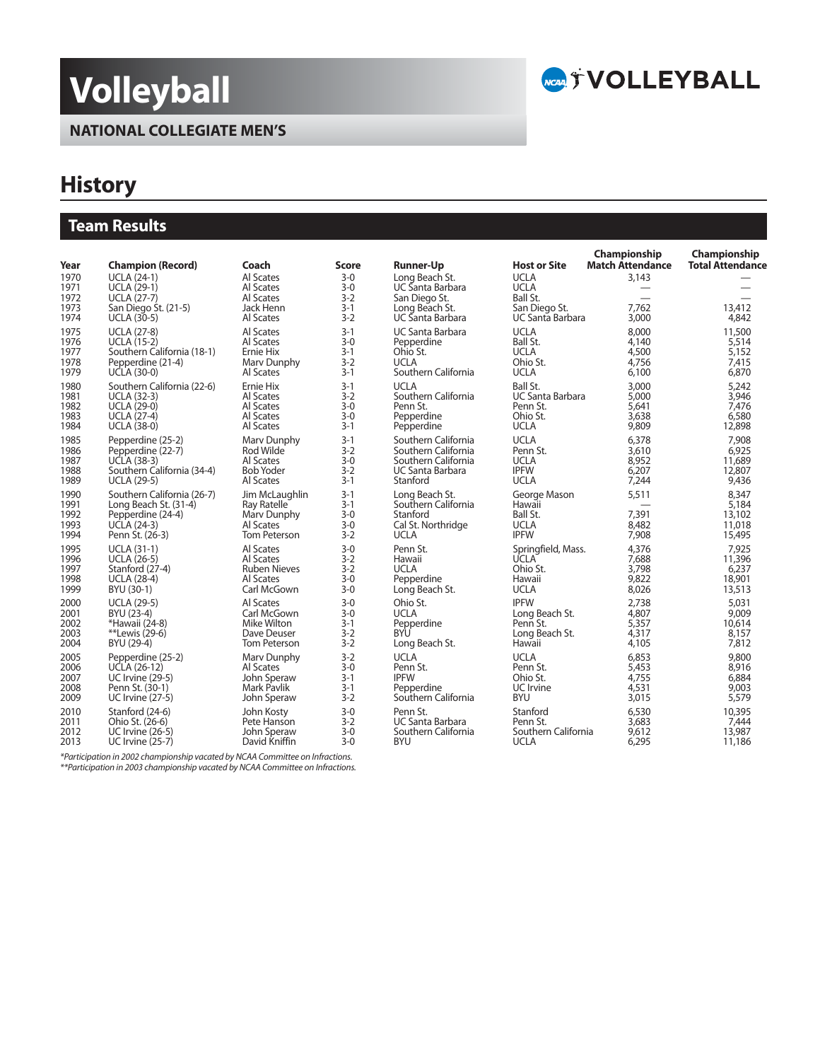# Volleyball

## NATIONAL COLLEGIATE MEN'S

## History

### Team Results

| Year | Champion (Record) | Coach | Score | Runner-Up | Host or Site | Championship Match Attendance | Championship Total Attendance |
|---|---|---|---|---|---|---|---|
| 1970 | UCLA (24-1) | Al Scates | 3-0 | Long Beach St. | UCLA | 3,143 | — |
| 1971 | UCLA (29-1) | Al Scates | 3-0 | UC Santa Barbara | UCLA | — | — |
| 1972 | UCLA (27-7) | Al Scates | 3-2 | San Diego St. | Ball St. | — | — |
| 1973 | San Diego St. (21-5) | Jack Henn | 3-1 | Long Beach St. | San Diego St. | 7,762 | 13,412 |
| 1974 | UCLA (30-5) | Al Scates | 3-2 | UC Santa Barbara | UC Santa Barbara | 3,000 | 4,842 |
| 1975 | UCLA (27-8) | Al Scates | 3-1 | UC Santa Barbara | UCLA | 8,000 | 11,500 |
| 1976 | UCLA (15-2) | Al Scates | 3-0 | Pepperdine | Ball St. | 4,140 | 5,514 |
| 1977 | Southern California (18-1) | Ernie Hix | 3-1 | Ohio St. | UCLA | 4,500 | 5,152 |
| 1978 | Pepperdine (21-4) | Marv Dunphy | 3-2 | UCLA | Ohio St. | 4,756 | 7,415 |
| 1979 | UCLA (30-0) | Al Scates | 3-1 | Southern California | UCLA | 6,100 | 6,870 |
| 1980 | Southern California (22-6) | Ernie Hix | 3-1 | UCLA | Ball St. | 3,000 | 5,242 |
| 1981 | UCLA (32-3) | Al Scates | 3-2 | Southern California | UC Santa Barbara | 5,000 | 3,946 |
| 1982 | UCLA (29-0) | Al Scates | 3-0 | Penn St. | Penn St. | 5,641 | 7,476 |
| 1983 | UCLA (27-4) | Al Scates | 3-0 | Pepperdine | Ohio St. | 3,638 | 6,580 |
| 1984 | UCLA (38-0) | Al Scates | 3-1 | Pepperdine | UCLA | 9,809 | 12,898 |
| 1985 | Pepperdine (25-2) | Marv Dunphy | 3-1 | Southern California | UCLA | 6,378 | 7,908 |
| 1986 | Pepperdine (22-7) | Rod Wilde | 3-2 | Southern California | Penn St. | 3,610 | 6,925 |
| 1987 | UCLA (38-3) | Al Scates | 3-0 | Southern California | UCLA | 8,952 | 11,689 |
| 1988 | Southern California (34-4) | Bob Yoder | 3-2 | UC Santa Barbara | IPFW | 6,207 | 12,807 |
| 1989 | UCLA (29-5) | Al Scates | 3-1 | Stanford | UCLA | 7,244 | 9,436 |
| 1990 | Southern California (26-7) | Jim McLaughlin | 3-1 | Long Beach St. | George Mason | 5,511 | 8,347 |
| 1991 | Long Beach St. (31-4) | Ray Ratelle | 3-1 | Southern California | Hawaii | — | 5,184 |
| 1992 | Pepperdine (24-4) | Marv Dunphy | 3-0 | Stanford | Ball St. | 7,391 | 13,102 |
| 1993 | UCLA (24-3) | Al Scates | 3-0 | Cal St. Northridge | UCLA | 8,482 | 11,018 |
| 1994 | Penn St. (26-3) | Tom Peterson | 3-2 | UCLA | IPFW | 7,908 | 15,495 |
| 1995 | UCLA (31-1) | Al Scates | 3-0 | Penn St. | Springfield, Mass. | 4,376 | 7,925 |
| 1996 | UCLA (26-5) | Al Scates | 3-2 | Hawaii | UCLA | 7,688 | 11,396 |
| 1997 | Stanford (27-4) | Ruben Nieves | 3-2 | UCLA | Ohio St. | 3,798 | 6,237 |
| 1998 | UCLA (28-4) | Al Scates | 3-0 | Pepperdine | Hawaii | 9,822 | 18,901 |
| 1999 | BYU (30-1) | Carl McGown | 3-0 | Long Beach St. | UCLA | 8,026 | 13,513 |
| 2000 | UCLA (29-5) | Al Scates | 3-0 | Ohio St. | IPFW | 2,738 | 5,031 |
| 2001 | BYU (23-4) | Carl McGown | 3-0 | UCLA | Long Beach St. | 4,807 | 9,009 |
| 2002 | *Hawaii (24-8) | Mike Wilton | 3-1 | Pepperdine | Penn St. | 5,357 | 10,614 |
| 2003 | **Lewis (29-6) | Dave Deuser | 3-2 | BYU | Long Beach St. | 4,317 | 8,157 |
| 2004 | BYU (29-4) | Tom Peterson | 3-2 | Long Beach St. | Hawaii | 4,105 | 7,812 |
| 2005 | Pepperdine (25-2) | Marv Dunphy | 3-2 | UCLA | UCLA | 6,853 | 9,800 |
| 2006 | UCLA (26-12) | Al Scates | 3-0 | Penn St. | Penn St. | 5,453 | 8,916 |
| 2007 | UC Irvine (29-5) | John Speraw | 3-1 | IPFW | Ohio St. | 4,755 | 6,884 |
| 2008 | Penn St. (30-1) | Mark Pavlik | 3-1 | Pepperdine | UC Irvine | 4,531 | 9,003 |
| 2009 | UC Irvine (27-5) | John Speraw | 3-2 | Southern California | BYU | 3,015 | 5,579 |
| 2010 | Stanford (24-6) | John Kosty | 3-0 | Penn St. | Stanford | 6,530 | 10,395 |
| 2011 | Ohio St. (26-6) | Pete Hanson | 3-2 | UC Santa Barbara | Penn St. | 3,683 | 7,444 |
| 2012 | UC Irvine (26-5) | John Speraw | 3-0 | Southern California | Southern California | 9,612 | 13,987 |
| 2013 | UC Irvine (25-7) | David Kniffin | 3-0 | BYU | UCLA | 6,295 | 11,186 |

*Participation in 2002 championship vacated by NCAA Committee on Infractions.*
*\*\*Participation in 2003 championship vacated by NCAA Committee on Infractions.*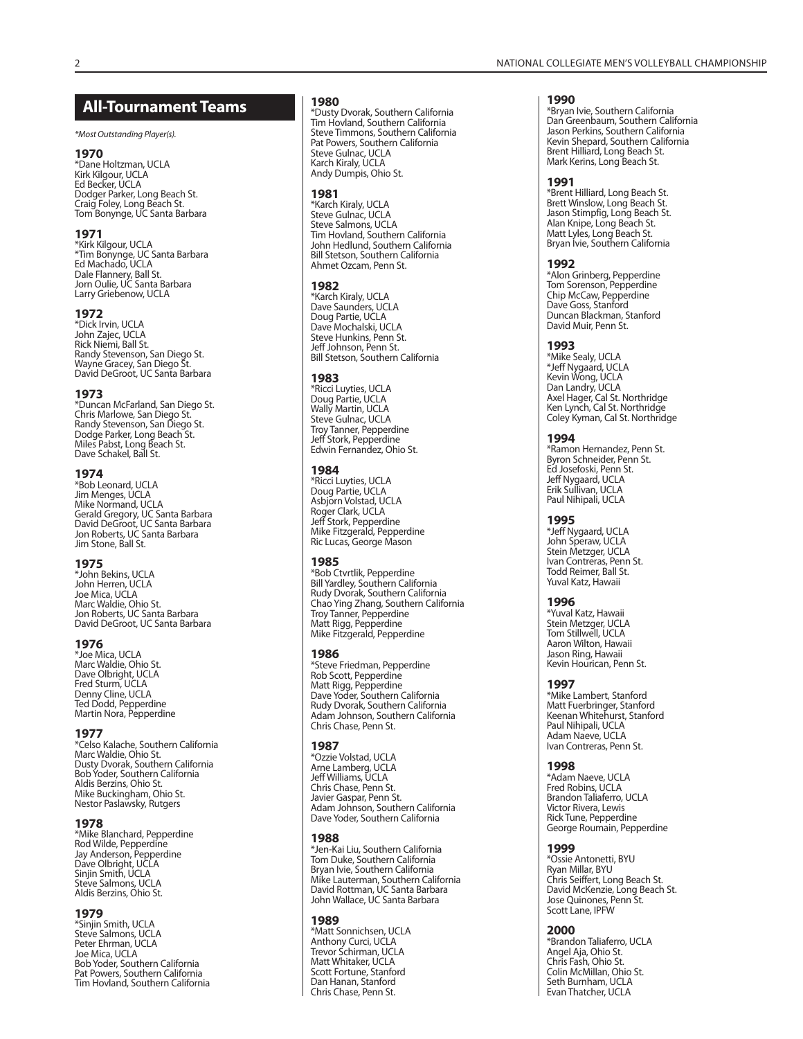## All-Tournament Teams

*\*Most Outstanding Player(s).*

**1970**
*Dane Holtzman, UCLA
Kirk Kilgour, UCLA
Ed Becker, UCLA
Dodger Parker, Long Beach St.
Craig Foley, Long Beach St.
Tom Bonynge, UC Santa Barbara

**1971**
*Kirk Kilgour, UCLA
*Tim Bonynge, UC Santa Barbara
Ed Machado, UCLA
Dale Flannery, Ball St.
Jorn Oulie, UC Santa Barbara
Larry Griebenow, UCLA

**1972**
*Dick Irvin, UCLA
John Zajec, UCLA
Rick Niemi, Ball St.
Randy Stevenson, San Diego St.
Wayne Gracey, San Diego St.
David DeGroot, UC Santa Barbara

**1973**
*Duncan McFarland, San Diego St.
Chris Marlowe, San Diego St.
Randy Stevenson, San Diego St.
Dodge Parker, Long Beach St.
Miles Pabst, Long Beach St.
Dave Schakel, Ball St.

**1974**
*Bob Leonard, UCLA
Jim Menges, UCLA
Mike Normand, UCLA
Gerald Gregory, UC Santa Barbara
David DeGroot, UC Santa Barbara
Jon Roberts, UC Santa Barbara
Jim Stone, Ball St.

**1975**
*John Bekins, UCLA
John Herren, UCLA
Joe Mica, UCLA
Marc Waldie, Ohio St.
Jon Roberts, UC Santa Barbara
David DeGroot, UC Santa Barbara

**1976**
*Joe Mica, UCLA
Marc Waldie, Ohio St.
Dave Olbright, UCLA
Fred Sturm, UCLA
Denny Cline, UCLA
Ted Dodd, Pepperdine
Martin Nora, Pepperdine

**1977**
*Celso Kalache, Southern California
Marc Waldie, Ohio St.
Dusty Dvorak, Southern California
Bob Yoder, Southern California
Aldis Berzins, Ohio St.
Mike Buckingham, Ohio St.
Nestor Paslawsky, Rutgers

**1978**
*Mike Blanchard, Pepperdine
Rod Wilde, Pepperdine
Jay Anderson, Pepperdine
Dave Olbright, UCLA
Sinjin Smith, UCLA
Steve Salmons, UCLA
Aldis Berzins, Ohio St.

**1979**
*Sinjin Smith, UCLA
Steve Salmons, UCLA
Peter Ehrman, UCLA
Joe Mica, UCLA
Bob Yoder, Southern California
Pat Powers, Southern California
Tim Hovland, Southern California

**1980**
*Dusty Dvorak, Southern California
Tim Hovland, Southern California
Steve Timmons, Southern California
Pat Powers, Southern California
Steve Gulnac, UCLA
Karch Kiraly, UCLA
Andy Dumpis, Ohio St.

**1981**
*Karch Kiraly, UCLA
Steve Gulnac, UCLA
Steve Salmons, UCLA
Tim Hovland, Southern California
John Hedlund, Southern California
Bill Stetson, Southern California
Ahmet Ozcam, Penn St.

**1982**
*Karch Kiraly, UCLA
Dave Saunders, UCLA
Doug Partie, UCLA
Dave Mochalski, UCLA
Steve Hunkins, Penn St.
Jeff Johnson, Penn St.
Bill Stetson, Southern California

**1983**
*Ricci Luyties, UCLA
Doug Partie, UCLA
Wally Martin, UCLA
Steve Gulnac, UCLA
Troy Tanner, Pepperdine
Jeff Stork, Pepperdine
Edwin Fernandez, Ohio St.

**1984**
*Ricci Luyties, UCLA
Doug Partie, UCLA
Asbjorn Volstad, UCLA
Roger Clark, UCLA
Jeff Stork, Pepperdine
Mike Fitzgerald, Pepperdine
Ric Lucas, George Mason

**1985**
*Bob Ctvrtlik, Pepperdine
Bill Yardley, Southern California
Rudy Dvorak, Southern California
Chao Ying Zhang, Southern California
Troy Tanner, Pepperdine
Matt Rigg, Pepperdine
Mike Fitzgerald, Pepperdine

**1986**
*Steve Friedman, Pepperdine
Rob Scott, Pepperdine
Matt Rigg, Pepperdine
Dave Yoder, Southern California
Rudy Dvorak, Southern California
Adam Johnson, Southern California
Chris Chase, Penn St.

**1987**
*Ozzie Volstad, UCLA
Arne Lamberg, UCLA
Jeff Williams, UCLA
Chris Chase, Penn St.
Javier Gaspar, Penn St.
Adam Johnson, Southern California
Dave Yoder, Southern California

**1988**
*Jen-Kai Liu, Southern California
Tom Duke, Southern California
Bryan Ivie, Southern California
Mike Lauterman, Southern California
David Rottman, UC Santa Barbara
John Wallace, UC Santa Barbara

**1989**
*Matt Sonnichsen, UCLA
Anthony Curci, UCLA
Trevor Schirman, UCLA
Matt Whitaker, UCLA
Scott Fortune, Stanford
Dan Hanan, Stanford
Chris Chase, Penn St.

**1990**
*Bryan Ivie, Southern California
Dan Greenbaum, Southern California
Jason Perkins, Southern California
Kevin Shepard, Southern California
Brent Hilliard, Long Beach St.
Mark Kerins, Long Beach St.

**1991**
*Brent Hilliard, Long Beach St.
Brett Winslow, Long Beach St.
Jason Stimpfig, Long Beach St.
Alan Knipe, Long Beach St.
Matt Lyles, Long Beach St.
Bryan Ivie, Southern California

**1992**
*Alon Grinberg, Pepperdine
Tom Sorenson, Pepperdine
Chip McCaw, Pepperdine
Dave Goss, Stanford
Duncan Blackman, Stanford
David Muir, Penn St.

**1993**
*Mike Sealy, UCLA
*Jeff Nygaard, UCLA
Kevin Wong, UCLA
Dan Landry, UCLA
Axel Hager, Cal St. Northridge
Ken Lynch, Cal St. Northridge
Coley Kyman, Cal St. Northridge

**1994**
*Ramon Hernandez, Penn St.
Byron Schneider, Penn St.
Ed Josefoski, Penn St.
Jeff Nygaard, UCLA
Erik Sullivan, UCLA
Paul Nihipali, UCLA

**1995**
*Jeff Nygaard, UCLA
John Speraw, UCLA
Stein Metzger, UCLA
Ivan Contreras, Penn St.
Todd Reimer, Ball St.
Yuval Katz, Hawaii

**1996**
*Yuval Katz, Hawaii
Stein Metzger, UCLA
Tom Stillwell, UCLA
Aaron Wilton, Hawaii
Jason Ring, Hawaii
Kevin Hourican, Penn St.

**1997**
*Mike Lambert, Stanford
Matt Fuerbringer, Stanford
Keenan Whitehurst, Stanford
Paul Nihipali, UCLA
Adam Naeve, UCLA
Ivan Contreras, Penn St.

**1998**
*Adam Naeve, UCLA
Fred Robins, UCLA
Brandon Taliaferro, UCLA
Victor Rivera, Lewis
Rick Tune, Pepperdine
George Roumain, Pepperdine

**1999**
*Ossie Antonetti, BYU
Ryan Millar, BYU
Chris Seiffert, Long Beach St.
David McKenzie, Long Beach St.
Jose Quinones, Penn St.
Scott Lane, IPFW

**2000**
*Brandon Taliaferro, UCLA
Angel Aja, Ohio St.
Chris Fash, Ohio St.
Colin McMillan, Ohio St.
Seth Burnham, UCLA
Evan Thatcher, UCLA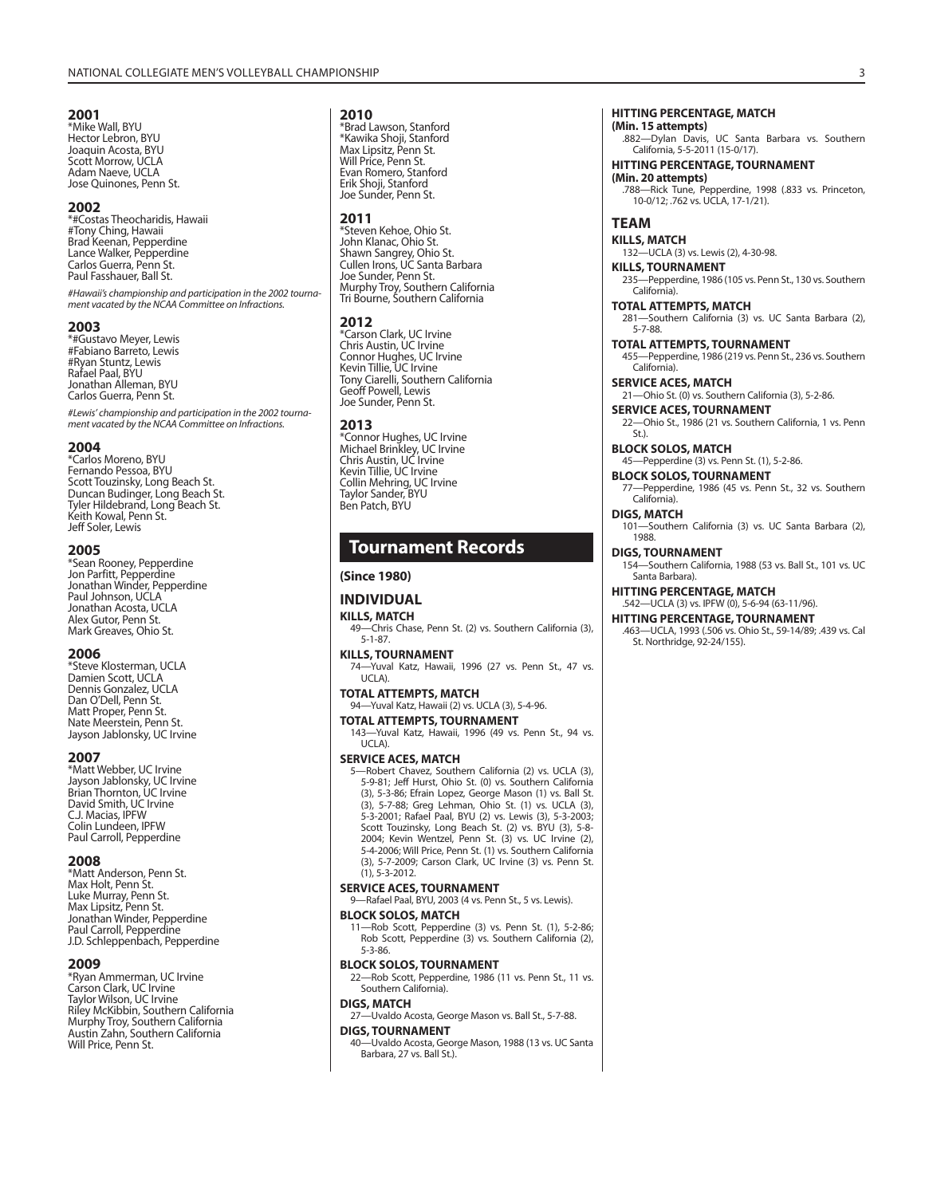**2001**
*Mike Wall, BYU
Hector Lebron, BYU
Joaquin Acosta, BYU
Scott Morrow, UCLA
Adam Naeve, UCLA
Jose Quinones, Penn St.

**2002**
*#Costas Theocharidis, Hawaii
#Tony Ching, Hawaii
Brad Keenan, Pepperdine
Lance Walker, Pepperdine
Carlos Guerra, Penn St.
Paul Fasshauer, Ball St.

*#Hawaii's championship and participation in the 2002 tournament vacated by the NCAA Committee on Infractions.*

**2003**
*#Gustavo Meyer, Lewis
#Fabiano Barreto, Lewis
#Ryan Stuntz, Lewis
Rafael Paal, BYU
Jonathan Alleman, BYU
Carlos Guerra, Penn St.

*#Lewis' championship and participation in the 2002 tournament vacated by the NCAA Committee on Infractions.*

**2004**
*Carlos Moreno, BYU
Fernando Pessoa, BYU
Scott Touzinsky, Long Beach St.
Duncan Budinger, Long Beach St.
Tyler Hildebrand, Long Beach St.
Keith Kowal, Penn St.
Jeff Soler, Lewis

**2005**
*Sean Rooney, Pepperdine
Jon Parfitt, Pepperdine
Jonathan Winder, Pepperdine
Paul Johnson, UCLA
Jonathan Acosta, UCLA
Alex Gutor, Penn St.
Mark Greaves, Ohio St.

**2006**
*Steve Klosterman, UCLA
Damien Scott, UCLA
Dennis Gonzalez, UCLA
Dan O'Dell, Penn St.
Matt Proper, Penn St.
Nate Meerstein, Penn St.
Jayson Jablonsky, UC Irvine

**2007**
*Matt Webber, UC Irvine
Jayson Jablonsky, UC Irvine
Brian Thornton, UC Irvine
David Smith, UC Irvine
C.J. Macias, IPFW
Colin Lundeen, IPFW
Paul Carroll, Pepperdine

**2008**
*Matt Anderson, Penn St.
Max Holt, Penn St.
Luke Murray, Penn St.
Max Lipsitz, Penn St.
Jonathan Winder, Pepperdine
Paul Carroll, Pepperdine
J.D. Schleppenbach, Pepperdine

**2009**
*Ryan Ammerman, UC Irvine
Carson Clark, UC Irvine
Taylor Wilson, UC Irvine
Riley McKibbin, Southern California
Murphy Troy, Southern California
Austin Zahn, Southern California
Will Price, Penn St.

**2010**
*Brad Lawson, Stanford
*Kawika Shoji, Stanford
Max Lipsitz, Penn St.
Will Price, Penn St.
Evan Romero, Stanford
Erik Shoji, Stanford
Joe Sunder, Penn St.

**2011**
*Steven Kehoe, Ohio St.
John Klanac, Ohio St.
Shawn Sangrey, Ohio St.
Cullen Irons, UC Santa Barbara
Joe Sunder, Penn St.
Murphy Troy, Southern California
Tri Bourne, Southern California

**2012**
*Carson Clark, UC Irvine
Chris Austin, UC Irvine
Connor Hughes, UC Irvine
Kevin Tillie, UC Irvine
Tony Ciarelli, Southern California
Geoff Powell, Lewis
Joe Sunder, Penn St.

**2013**
*Connor Hughes, UC Irvine
Michael Brinkley, UC Irvine
Chris Austin, UC Irvine
Kevin Tillie, UC Irvine
Collin Mehring, UC Irvine
Taylor Sander, BYU
Ben Patch, BYU

## Tournament Records

**(Since 1980)**

### INDIVIDUAL

**KILLS, MATCH**
49—Chris Chase, Penn St. (2) vs. Southern California (3), 5-1-87.

**KILLS, TOURNAMENT**
74—Yuval Katz, Hawaii, 1996 (27 vs. Penn St., 47 vs. UCLA).

**TOTAL ATTEMPTS, MATCH**
94—Yuval Katz, Hawaii (2) vs. UCLA (3), 5-4-96.

**TOTAL ATTEMPTS, TOURNAMENT**
143—Yuval Katz, Hawaii, 1996 (49 vs. Penn St., 94 vs. UCLA).

**SERVICE ACES, MATCH**
5—Robert Chavez, Southern California (2) vs. UCLA (3), 5-9-81; Jeff Hurst, Ohio St. (0) vs. Southern California (3), 5-3-86; Efrain Lopez, George Mason (1) vs. Ball St. (3), 5-7-88; Greg Lehman, Ohio St. (1) vs. UCLA (3), 5-3-2001; Rafael Paal, BYU (2) vs. Lewis (3), 5-3-2003; Scott Touzinsky, Long Beach St. (2) vs. BYU (3), 5-8-2004; Kevin Wentzel, Penn St. (3) vs. UC Irvine (2), 5-4-2006; Will Price, Penn St. (1) vs. Southern California (3), 5-7-2009; Carson Clark, UC Irvine (3) vs. Penn St. (1), 5-3-2012.

**SERVICE ACES, TOURNAMENT**
9—Rafael Paal, BYU, 2003 (4 vs. Penn St., 5 vs. Lewis).

**BLOCK SOLOS, MATCH**
11—Rob Scott, Pepperdine (3) vs. Penn St. (1), 5-2-86; Rob Scott, Pepperdine (3) vs. Southern California (2), 5-3-86.

**BLOCK SOLOS, TOURNAMENT**
22—Rob Scott, Pepperdine, 1986 (11 vs. Penn St., 11 vs. Southern California).

**DIGS, MATCH**
27—Uvaldo Acosta, George Mason vs. Ball St., 5-7-88.

**DIGS, TOURNAMENT**
40—Uvaldo Acosta, George Mason, 1988 (13 vs. UC Santa Barbara, 27 vs. Ball St.).

**HITTING PERCENTAGE, MATCH**
**(Min. 15 attempts)**
.882—Dylan Davis, UC Santa Barbara vs. Southern California, 5-5-2011 (15-0/17).

**HITTING PERCENTAGE, TOURNAMENT**
**(Min. 20 attempts)**
.788—Rick Tune, Pepperdine, 1998 (.833 vs. Princeton, 10-0/12; .762 vs. UCLA, 17-1/21).

### TEAM

**KILLS, MATCH**
132—UCLA (3) vs. Lewis (2), 4-30-98.

**KILLS, TOURNAMENT**
235—Pepperdine, 1986 (105 vs. Penn St., 130 vs. Southern California).

**TOTAL ATTEMPTS, MATCH**
281—Southern California (3) vs. UC Santa Barbara (2), 5-7-88.

**TOTAL ATTEMPTS, TOURNAMENT**
455—Pepperdine, 1986 (219 vs. Penn St., 236 vs. Southern California).

**SERVICE ACES, MATCH**
21—Ohio St. (0) vs. Southern California (3), 5-2-86.

**SERVICE ACES, TOURNAMENT**
22—Ohio St., 1986 (21 vs. Southern California, 1 vs. Penn St.).

**BLOCK SOLOS, MATCH**
45—Pepperdine (3) vs. Penn St. (1), 5-2-86.

**BLOCK SOLOS, TOURNAMENT**
77—Pepperdine, 1986 (45 vs. Penn St., 32 vs. Southern California).

**DIGS, MATCH**
101—Southern California (3) vs. UC Santa Barbara (2), 1988.

**DIGS, TOURNAMENT**
154—Southern California, 1988 (53 vs. Ball St., 101 vs. UC Santa Barbara).

**HITTING PERCENTAGE, MATCH**
.542—UCLA (3) vs. IPFW (0), 5-6-94 (63-11/96).

**HITTING PERCENTAGE, TOURNAMENT**
.463—UCLA, 1993 (.506 vs. Ohio St., 59-14/89; .439 vs. Cal St. Northridge, 92-24/155).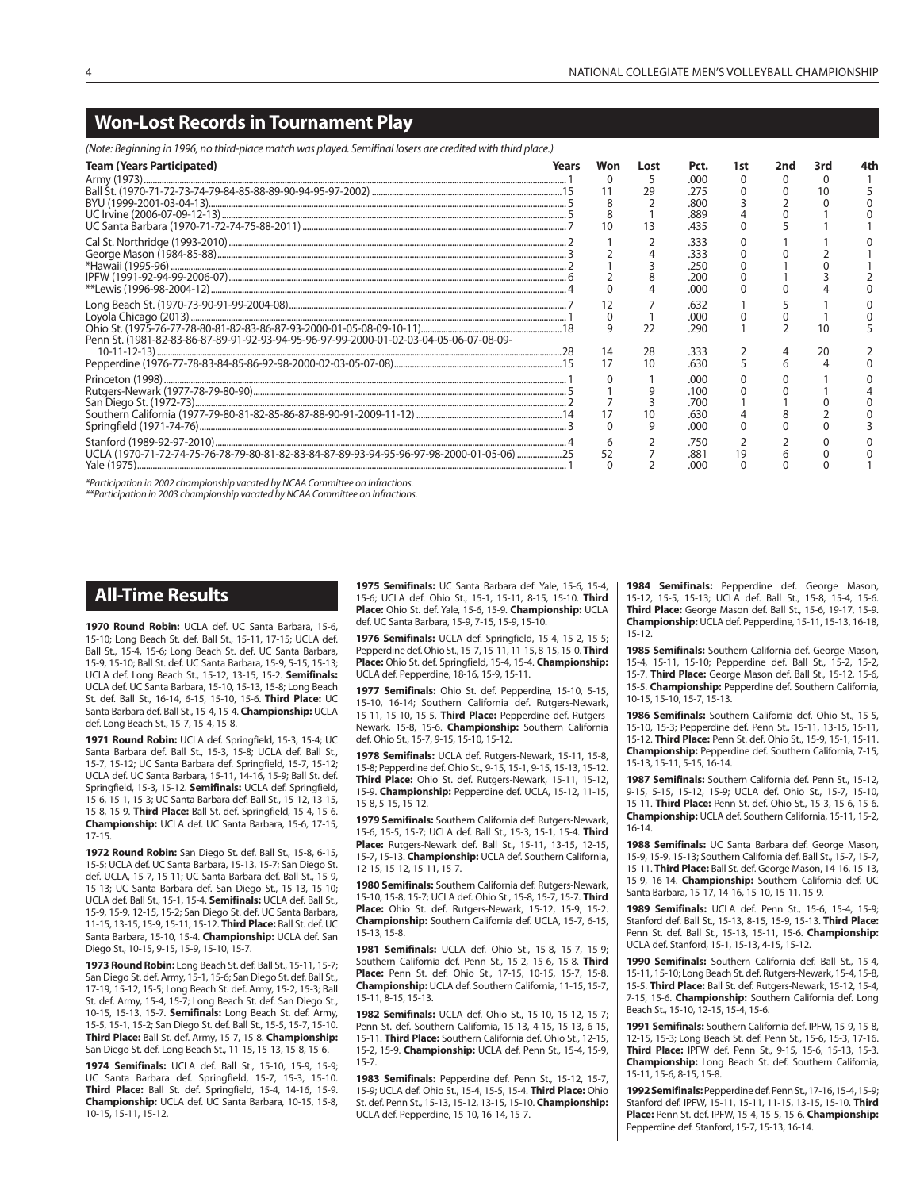## Won-Lost Records in Tournament Play

*(Note: Beginning in 1996, no third-place match was played. Semifinal losers are credited with third place.)*

| Team (Years Participated) | Years | Won | Lost | Pct. | 1st | 2nd | 3rd | 4th |
|---|---|---|---|---|---|---|---|---|
| Army (1973) | 1 | 0 | 5 | .000 | 0 | 0 | 0 | 1 |
| Ball St. (1970-71-72-73-74-79-84-85-88-89-90-94-95-97-2002) | 15 | 11 | 29 | .275 | 0 | 0 | 10 | 5 |
| BYU (1999-2001-03-04-13) | 5 | 8 | 2 | .800 | 3 | 2 | 0 | 0 |
| UC Irvine (2006-07-09-12-13) | 5 | 8 | 1 | .889 | 4 | 0 | 1 | 0 |
| UC Santa Barbara (1970-71-72-74-75-88-2011) | 7 | 10 | 13 | .435 | 0 | 5 | 1 | 1 |
| Cal St. Northridge (1993-2010) | 2 | 1 | 2 | .333 | 0 | 1 | 1 | 0 |
| George Mason (1984-85-88) | 3 | 2 | 4 | .333 | 0 | 0 | 2 | 1 |
| *Hawaii (1995-96) | 2 | 1 | 3 | .250 | 0 | 1 | 0 | 1 |
| IPFW (1991-92-94-99-2006-07) | 6 | 2 | 8 | .200 | 0 | 1 | 3 | 2 |
| **Lewis (1996-98-2004-12) | 4 | 0 | 4 | .000 | 0 | 0 | 4 | 0 |
| Long Beach St. (1970-73-90-91-99-2004-08) | 7 | 12 | 7 | .632 | 1 | 5 | 1 | 0 |
| Loyola Chicago (2013) | 1 | 0 | 1 | .000 | 0 | 0 | 1 | 0 |
| Ohio St. (1975-76-77-78-80-81-82-83-86-87-93-2000-01-05-08-09-10-11) | 18 | 9 | 22 | .290 | 1 | 2 | 10 | 5 |
| Penn St. (1981-82-83-86-87-89-91-92-93-94-95-96-97-99-2000-01-02-03-04-05-06-07-08-09-10-11-12-13) | 28 | 14 | 28 | .333 | 2 | 4 | 20 | 2 |
| Pepperdine (1976-77-78-83-84-85-86-92-98-2000-02-03-05-07-08) | 15 | 17 | 10 | .630 | 5 | 6 | 4 | 0 |
| Princeton (1998) | 1 | 0 | 1 | .000 | 0 | 0 | 1 | 0 |
| Rutgers-Newark (1977-78-79-80-90) | 5 | 1 | 9 | .100 | 0 | 0 | 1 | 4 |
| San Diego St. (1972-73) | 2 | 7 | 3 | .700 | 1 | 1 | 0 | 0 |
| Southern California (1977-79-80-81-82-85-86-87-88-90-91-2009-11-12) | 14 | 17 | 10 | .630 | 4 | 8 | 2 | 0 |
| Springfield (1971-74-76) | 3 | 0 | 9 | .000 | 0 | 0 | 0 | 3 |
| Stanford (1989-92-97-2010) | 4 | 6 | 2 | .750 | 2 | 2 | 0 | 0 |
| UCLA (1970-71-72-74-75-76-78-79-80-81-82-83-84-87-89-93-94-95-96-97-98-2000-01-05-06) | 25 | 52 | 7 | .881 | 19 | 6 | 0 | 0 |
| Yale (1975) | 1 | 0 | 2 | .000 | 0 | 0 | 0 | 1 |

*Participation in 2002 championship vacated by NCAA Committee on Infractions.
**Participation in 2003 championship vacated by NCAA Committee on Infractions.

## All-Time Results

**1970 Round Robin:** UCLA def. UC Santa Barbara, 15-6, 15-10; Long Beach St. def. Ball St., 15-11, 17-15; UCLA def. Ball St., 15-4, 15-6; Long Beach St. def. UC Santa Barbara, 15-9, 15-10; Ball St. def. UC Santa Barbara, 15-9, 5-15, 15-13; UCLA def. Long Beach St., 15-12, 13-15, 15-2. **Semifinals:** UCLA def. UC Santa Barbara, 15-10, 15-13, 15-8; Long Beach St. def. Ball St., 16-14, 6-15, 15-10, 15-6. **Third Place:** UC Santa Barbara def. Ball St., 15-4, 15-4. **Championship:** UCLA def. Long Beach St., 15-7, 15-4, 15-8.

**1971 Round Robin:** UCLA def. Springfield, 15-3, 15-4; UC Santa Barbara def. Ball St., 15-3, 15-8; UCLA def. Ball St., 15-7, 15-12; UC Santa Barbara def. Springfield, 15-7, 15-12; UCLA def. UC Santa Barbara, 15-11, 14-16, 15-9; Ball St. def. Springfield, 15-3, 15-12. **Semifinals:** UCLA def. Springfield, 15-6, 15-1, 15-3; UC Santa Barbara def. Ball St., 15-12, 13-15, 15-8, 15-9. **Third Place:** Ball St. def. Springfield, 15-4, 15-6. **Championship:** UCLA def. UC Santa Barbara, 15-6, 17-15, 17-15.

**1972 Round Robin:** San Diego St. def. Ball St., 15-8, 6-15, 15-5; UCLA def. UC Santa Barbara, 15-13, 15-7; San Diego St. def. UCLA, 15-7, 15-11; UC Santa Barbara def. Ball St., 15-9, 15-13; UC Santa Barbara def. San Diego St., 15-13, 15-10; UCLA def. Ball St., 15-1, 15-4. **Semifinals:** UCLA def. Ball St., 15-9, 15-9, 12-15, 15-2; San Diego St. def. UC Santa Barbara, 11-15, 13-15, 15-9, 15-11, 15-12. **Third Place:** Ball St. def. UC Santa Barbara, 15-10, 15-4. **Championship:** UCLA def. San Diego St., 10-15, 9-15, 15-9, 15-10, 15-7.

**1973 Round Robin:** Long Beach St. def. Ball St., 15-11, 15-7; San Diego St. def. Army, 15-1, 15-6; San Diego St. def. Ball St., 17-19, 15-12, 15-5; Long Beach St. def. Army, 15-2, 15-3; Ball St. def. Army, 15-4, 15-7; Long Beach St. def. San Diego St., 10-15, 15-13, 15-7. **Semifinals:** Long Beach St. def. Army, 15-5, 15-1, 15-2; San Diego St. def. Ball St., 15-5, 15-7, 15-10. **Third Place:** Ball St. def. Army, 15-7, 15-8. **Championship:** San Diego St. def. Long Beach St., 11-15, 15-13, 15-8, 15-6.

**1974 Semifinals:** UCLA def. Ball St., 15-10, 15-9, 15-9; UC Santa Barbara def. Springfield, 15-7, 15-3, 15-10. **Third Place:** Ball St. def. Springfield, 15-4, 15-6. **Championship:** UCLA def. UC Santa Barbara, 10-15, 15-8, 10-15, 15-11, 15-12.

**1975 Semifinals:** UC Santa Barbara def. Yale, 15-6, 15-4, 15-6; UCLA def. Ohio St., 15-1, 15-11, 8-15, 15-10. **Third Place:** Ohio St. def. Yale, 15-6, 15-9. **Championship:** UCLA def. UC Santa Barbara, 15-9, 7-15, 15-9, 15-10.

**1976 Semifinals:** UCLA def. Springfield, 15-4, 15-2, 15-5; Pepperdine def. Ohio St., 15-7, 15-11, 11-15, 8-15, 15-0. **Third Place:** Ohio St. def. Springfield, 15-4, 15-4. **Championship:** UCLA def. Pepperdine, 18-16, 15-9, 15-11.

**1977 Semifinals:** Ohio St. def. Pepperdine, 15-10, 5-15, 15-10, 16-14; Southern California def. Rutgers-Newark, 15-11, 15-10, 15-5. **Third Place:** Pepperdine def. Rutgers-Newark, 15-8, 15-6. **Championship:** Southern California def. Ohio St., 15-7, 9-15, 15-10, 15-12.

**1978 Semifinals:** UCLA def. Rutgers-Newark, 15-11, 15-8, 15-8; Pepperdine def. Ohio St., 9-15, 15-1, 9-15, 15-13, 15-12. **Third Place:** Ohio St. def. Rutgers-Newark, 15-11, 15-12, 15-9. **Championship:** Pepperdine def. UCLA, 15-12, 11-15, 15-8, 5-15, 15-12.

**1979 Semifinals:** Southern California def. Rutgers-Newark, 15-6, 15-5, 15-7; UCLA def. Ball St., 15-3, 15-1, 15-4. **Third Place:** Rutgers-Newark def. Ball St., 15-11, 13-15, 12-15, 15-7, 15-13. **Championship:** UCLA def. Southern California, 12-15, 15-12, 15-11, 15-7.

**1980 Semifinals:** Southern California def. Rutgers-Newark, 15-10, 15-8, 15-7; UCLA def. Ohio St., 15-8, 15-7, 15-7. **Third Place:** Ohio St. def. Rutgers-Newark, 15-12, 15-9, 15-2. **Championship:** Southern California def. UCLA, 15-7, 6-15, 15-13, 15-8.

**1981 Semifinals:** UCLA def. Ohio St., 15-8, 15-7, 15-9; Southern California def. Penn St., 15-2, 15-6, 15-8. **Third Place:** Penn St. def. Ohio St., 17-15, 10-15, 15-7, 15-8. **Championship:** UCLA def. Southern California, 11-15, 15-7, 15-11, 8-15, 15-13.

**1982 Semifinals:** UCLA def. Ohio St., 15-10, 15-12, 15-7; Penn St. def. Southern California, 15-13, 4-15, 15-13, 6-15, 15-11. **Third Place:** Southern California def. Ohio St., 12-15, 15-2, 15-9. **Championship:** UCLA def. Penn St., 15-4, 15-9, 15-7.

**1983 Semifinals:** Pepperdine def. Penn St., 15-12, 15-7, 15-9; UCLA def. Ohio St., 15-4, 15-5, 15-4. **Third Place:** Ohio St. def. Penn St., 15-13, 15-12, 13-15, 15-10. **Championship:** UCLA def. Pepperdine, 15-10, 16-14, 15-7.

**1984 Semifinals:** Pepperdine def. George Mason, 15-12, 15-5, 15-13; UCLA def. Ball St., 15-8, 15-4, 15-6. **Third Place:** George Mason def. Ball St., 15-12, 19-17, 15-9. **Championship:** UCLA def. Pepperdine, 15-11, 15-13, 16-18, 15-12.

**1985 Semifinals:** Southern California def. George Mason, 15-4, 15-11, 15-10; Pepperdine def. Ball St., 15-2, 15-2, 15-7. **Third Place:** George Mason def. Ball St., 15-12, 15-6, 15-5. **Championship:** Pepperdine def. Southern California, 10-15, 15-10, 15-7, 15-13.

**1986 Semifinals:** Southern California def. Ohio St., 15-5, 15-10, 15-3; Pepperdine def. Penn St., 15-11, 13-15, 15-11, 15-12. **Third Place:** Penn St. def. Ohio St., 15-9, 15-1, 15-11. **Championship:** Pepperdine def. Southern California, 7-15, 15-13, 15-11, 5-15, 16-14.

**1987 Semifinals:** Southern California def. Penn St., 15-12, 9-15, 5-15, 15-12, 15-9; UCLA def. Ohio St., 15-7, 15-10, 15-11. **Third Place:** Penn St. def. Ohio St., 15-3, 15-6, 15-6. **Championship:** UCLA def. Southern California, 15-11, 15-2, 16-14.

**1988 Semifinals:** UC Santa Barbara def. George Mason, 15-9, 15-9, 15-13; Southern California def. Ball St., 15-7, 15-7, 15-11. **Third Place:** Ball St. def. George Mason, 14-16, 15-13, 15-9, 16-14. **Championship:** Southern California def. UC Santa Barbara, 15-17, 14-16, 15-10, 15-11, 15-9.

**1989 Semifinals:** UCLA def. Penn St., 15-6, 15-4, 15-9; Stanford def. Ball St., 15-13, 8-15, 15-9, 15-13. **Third Place:** Penn St. def. Ball St., 15-13, 15-11, 15-6. **Championship:** UCLA def. Stanford, 15-1, 15-13, 4-15, 15-12.

**1990 Semifinals:** Southern California def. Ball St., 15-4, 15-11, 15-10; Long Beach St. def. Rutgers-Newark, 15-4, 15-8, 15-5. **Third Place:** Ball St. def. Rutgers-Newark, 15-12, 15-4, 7-15, 15-6. **Championship:** Southern California def. Long Beach St., 15-10, 12-15, 15-4, 15-6.

**1991 Semifinals:** Southern California def. IPFW, 15-9, 15-8, 12-15, 15-3; Long Beach St. def. Penn St., 15-6, 15-3, 17-16. **Third Place:** IPFW def. Penn St., 9-15, 15-6, 15-13, 15-3. **Championship:** Long Beach St. def. Southern California, 15-11, 15-6, 8-15, 15-8.

**1992 Semifinals:** Pepperdine def. Penn St., 17-16, 15-4, 15-9; Stanford def. IPFW, 15-11, 15-11, 11-15, 13-15, 15-10. **Third Place:** Penn St. def. IPFW, 15-4, 15-5, 15-6. **Championship:** Pepperdine def. Stanford, 15-7, 15-13, 16-14.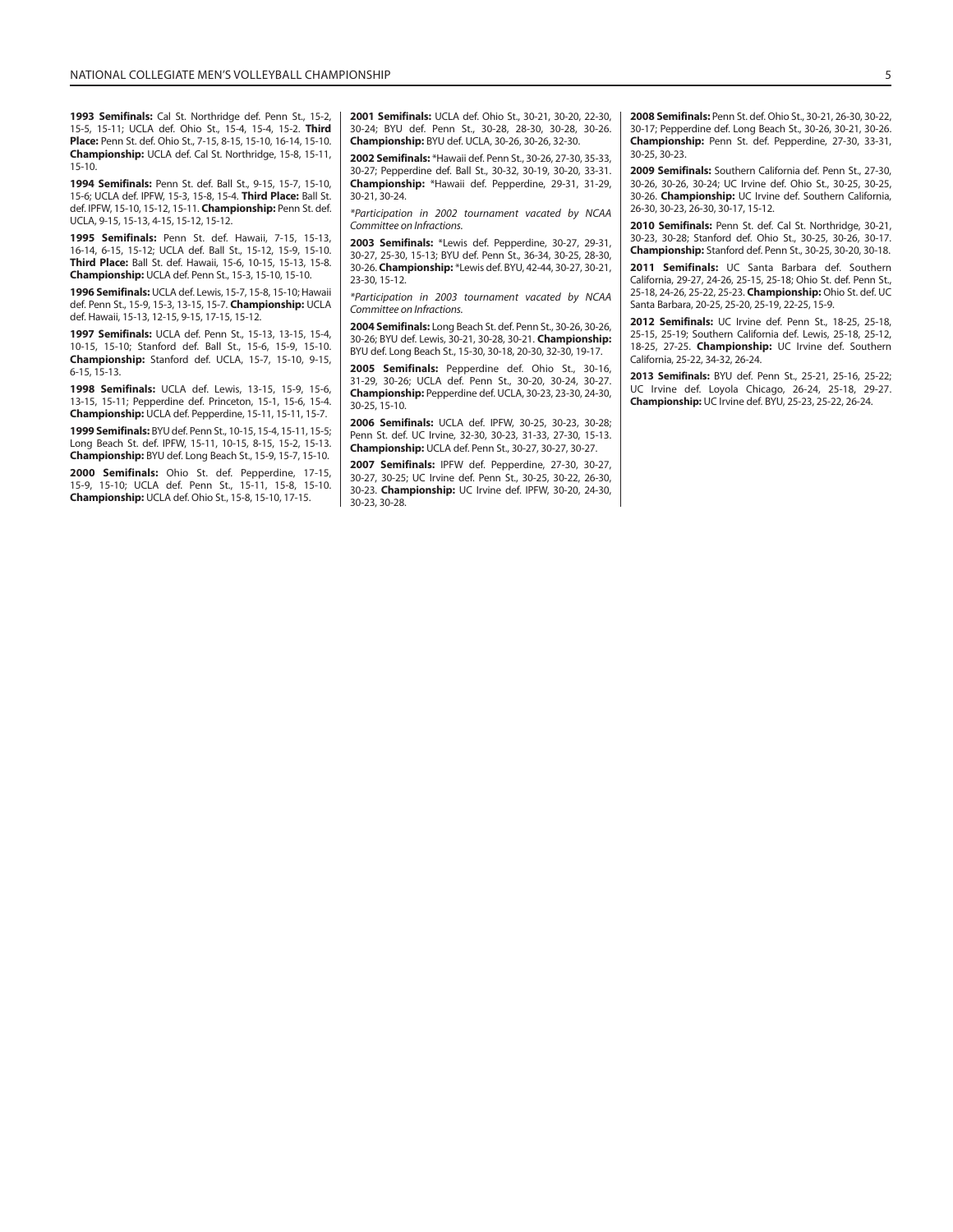**1993 Semifinals:** Cal St. Northridge def. Penn St., 15-2, 15-5, 15-11; UCLA def. Ohio St., 15-4, 15-4, 15-2. **Third Place:** Penn St. def. Ohio St., 7-15, 8-15, 15-10, 16-14, 15-10. **Championship:** UCLA def. Cal St. Northridge, 15-8, 15-11, 15-10.

**1994 Semifinals:** Penn St. def. Ball St., 9-15, 15-7, 15-10, 15-6; UCLA def. IPFW, 15-3, 15-8, 15-4. **Third Place:** Ball St. def. IPFW, 15-10, 15-12, 15-11. **Championship:** Penn St. def. UCLA, 9-15, 15-13, 4-15, 15-12, 15-12.

**1995 Semifinals:** Penn St. def. Hawaii, 7-15, 15-13, 16-14, 6-15, 15-12; UCLA def. Ball St., 15-12, 15-9, 15-10. **Third Place:** Ball St. def. Hawaii, 15-6, 10-15, 15-13, 15-8. **Championship:** UCLA def. Penn St., 15-3, 15-10, 15-10.

**1996 Semifinals:** UCLA def. Lewis, 15-7, 15-8, 15-10; Hawaii def. Penn St., 15-9, 15-3, 13-15, 15-7. **Championship:** UCLA def. Hawaii, 15-13, 12-15, 9-15, 17-15, 15-12.

**1997 Semifinals:** UCLA def. Penn St., 15-13, 13-15, 15-4, 10-15, 15-10; Stanford def. Ball St., 15-6, 15-9, 15-10. **Championship:** Stanford def. UCLA, 15-7, 15-10, 9-15, 6-15, 15-13.

**1998 Semifinals:** UCLA def. Lewis, 13-15, 15-9, 15-6, 13-15, 15-11; Pepperdine def. Princeton, 15-1, 15-6, 15-4. **Championship:** UCLA def. Pepperdine, 15-11, 15-11, 15-7.

**1999 Semifinals:** BYU def. Penn St., 10-15, 15-4, 15-11, 15-5; Long Beach St. def. IPFW, 15-11, 10-15, 8-15, 15-2, 15-13. **Championship:** BYU def. Long Beach St., 15-9, 15-7, 15-10.

**2000 Semifinals:** Ohio St. def. Pepperdine, 17-15, 15-9, 15-10; UCLA def. Penn St., 15-11, 15-8, 15-10. **Championship:** UCLA def. Ohio St., 15-8, 15-10, 17-15.

**2001 Semifinals:** UCLA def. Ohio St., 30-21, 30-20, 22-30, 30-24; BYU def. Penn St., 30-28, 28-30, 30-28, 30-26. **Championship:** BYU def. UCLA, 30-26, 30-26, 32-30.

**2002 Semifinals:** *Hawaii def. Penn St., 30-26, 27-30, 35-33, 30-27; Pepperdine def. Ball St., 30-32, 30-19, 30-20, 33-31. **Championship:** *Hawaii def. Pepperdine, 29-31, 31-29, 30-21, 30-24.

*\*Participation in 2002 tournament vacated by NCAA Committee on Infractions.*

**2003 Semifinals:** *Lewis def. Pepperdine, 30-27, 29-31, 30-27, 25-30, 15-13; BYU def. Penn St., 36-34, 30-25, 28-30, 30-26. **Championship:** *Lewis def. BYU, 42-44, 30-27, 30-21, 23-30, 15-12.

*\*Participation in 2003 tournament vacated by NCAA Committee on Infractions.*

**2004 Semifinals:** Long Beach St. def. Penn St., 30-26, 30-26, 30-26; BYU def. Lewis, 30-21, 30-28, 30-21. **Championship:** BYU def. Long Beach St., 15-30, 30-18, 20-30, 32-30, 19-17.

**2005 Semifinals:** Pepperdine def. Ohio St., 30-16, 31-29, 30-26; UCLA def. Penn St., 30-20, 30-24, 30-27. **Championship:** Pepperdine def. UCLA, 30-23, 23-30, 24-30, 30-25, 15-10.

**2006 Semifinals:** UCLA def. IPFW, 30-25, 30-23, 30-28; Penn St. def. UC Irvine, 32-30, 30-23, 31-33, 27-30, 15-13. **Championship:** UCLA def. Penn St., 30-27, 30-27, 30-27.

**2007 Semifinals:** IPFW def. Pepperdine, 27-30, 30-27, 30-27, 30-25; UC Irvine def. Penn St., 30-25, 30-22, 26-30, 30-23. **Championship:** UC Irvine def. IPFW, 30-20, 24-30, 30-23, 30-28.

**2008 Semifinals:** Penn St. def. Ohio St., 30-21, 26-30, 30-22, 30-17; Pepperdine def. Long Beach St., 30-26, 30-21, 30-26. **Championship:** Penn St. def. Pepperdine, 27-30, 33-31, 30-25, 30-23.

**2009 Semifinals:** Southern California def. Penn St., 27-30, 30-26, 30-26, 30-24; UC Irvine def. Ohio St., 30-25, 30-25, 30-26. **Championship:** UC Irvine def. Southern California, 26-30, 30-23, 26-30, 30-17, 15-12.

**2010 Semifinals:** Penn St. def. Cal St. Northridge, 30-21, 30-23, 30-28; Stanford def. Ohio St., 30-25, 30-26, 30-17. **Championship:** Stanford def. Penn St., 30-25, 30-20, 30-18.

**2011 Semifinals:** UC Santa Barbara def. Southern California, 29-27, 24-26, 25-15, 25-18; Ohio St. def. Penn St., 25-18, 24-26, 25-22, 25-23. **Championship:** Ohio St. def. UC Santa Barbara, 20-25, 25-20, 25-19, 22-25, 15-9.

**2012 Semifinals:** UC Irvine def. Penn St., 18-25, 25-18, 25-15, 25-19; Southern California def. Lewis, 25-18, 25-12, 18-25, 27-25. **Championship:** UC Irvine def. Southern California, 25-22, 34-32, 26-24.

**2013 Semifinals:** BYU def. Penn St., 25-21, 25-16, 25-22; UC Irvine def. Loyola Chicago, 26-24, 25-18, 29-27. **Championship:** UC Irvine def. BYU, 25-23, 25-22, 26-24.